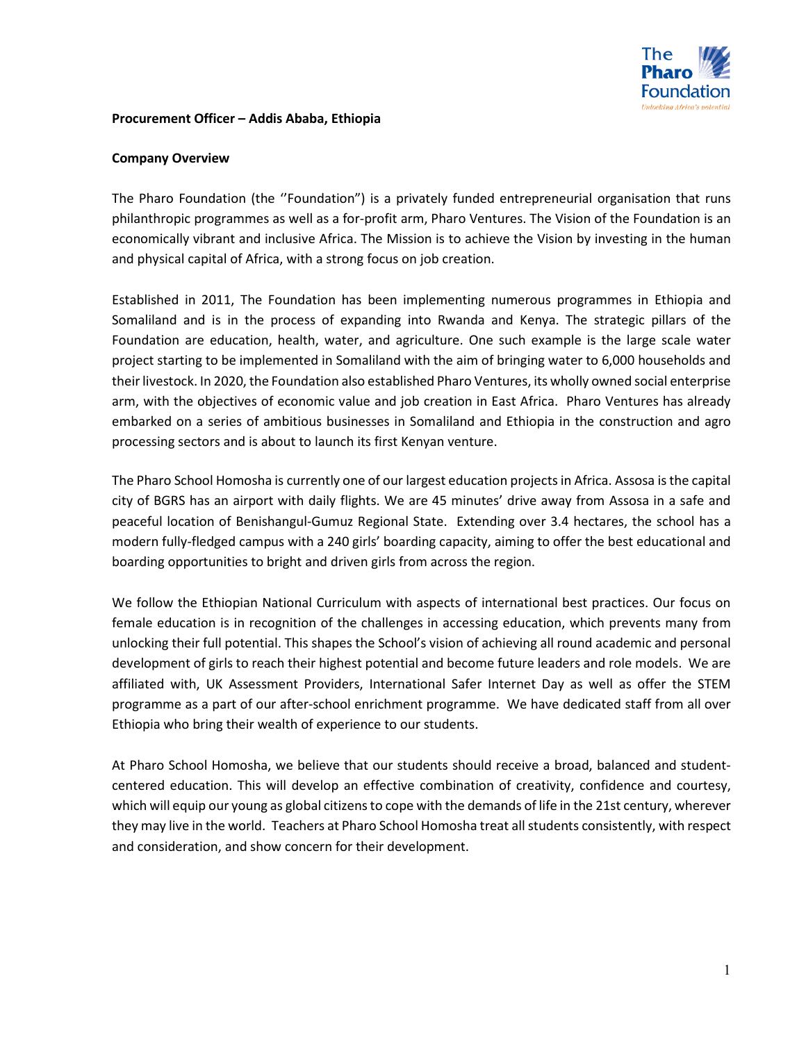**Procurement Officer – Addis Ababa, Ethiopia**

**Company Overview**

The Pharo Foundation (the ''Foundation") is a privately funded entrepreneurial organisation that runs philanthropic programmes as well as a for-profit arm, Pharo Ventures. The Vision of the Foundation is an economically vibrant and inclusive Africa. The Mission is to achieve the Vision by investing in the human and physical capital of Africa, with a strong focus on job creation.

Established in 2011, The Foundation has been implementing numerous programmes in Ethiopia and Somaliland and is in the process of expanding into Rwanda and Kenya. The strategic pillars of the Foundation are education, health, water, and agriculture. One such example is the large scale water project starting to be implemented in Somaliland with the aim of bringing water to 6,000 households and their livestock. In 2020, the Foundation also established Pharo Ventures, its wholly owned social enterprise arm, with the objectives of economic value and job creation in East Africa. Pharo Ventures has already embarked on a series of ambitious businesses in Somaliland and Ethiopia in the construction and agro processing sectors and is about to launch its first Kenyan venture.

The Pharo School Homosha is currently one of our largest education projects in Africa. Assosa is the capital city of BGRS has an airport with daily flights. We are 45 minutes' drive away from Assosa in a safe and peaceful location of Benishangul-Gumuz Regional State. Extending over 3.4 hectares, the school has a modern fully-fledged campus with a 240 girls' boarding capacity, aiming to offer the best educational and boarding opportunities to bright and driven girls from across the region.

We follow the Ethiopian National Curriculum with aspects of international best practices. Our focus on female education is in recognition of the challenges in accessing education, which prevents many from unlocking their full potential. This shapes the School's vision of achieving all round academic and personal development of girls to reach their highest potential and become future leaders and role models. We are affiliated with, UK Assessment Providers, International Safer Internet Day as well as offer the STEM programme as a part of our after-school enrichment programme. We have dedicated staff from all over Ethiopia who bring their wealth of experience to our students.

At Pharo School Homosha, we believe that our students should receive a broad, balanced and student-centered education. This will develop an effective combination of creativity, confidence and courtesy, which will equip our young as global citizens to cope with the demands of life in the 21st century, wherever they may live in the world. Teachers at Pharo School Homosha treat all students consistently, with respect and consideration, and show concern for their development.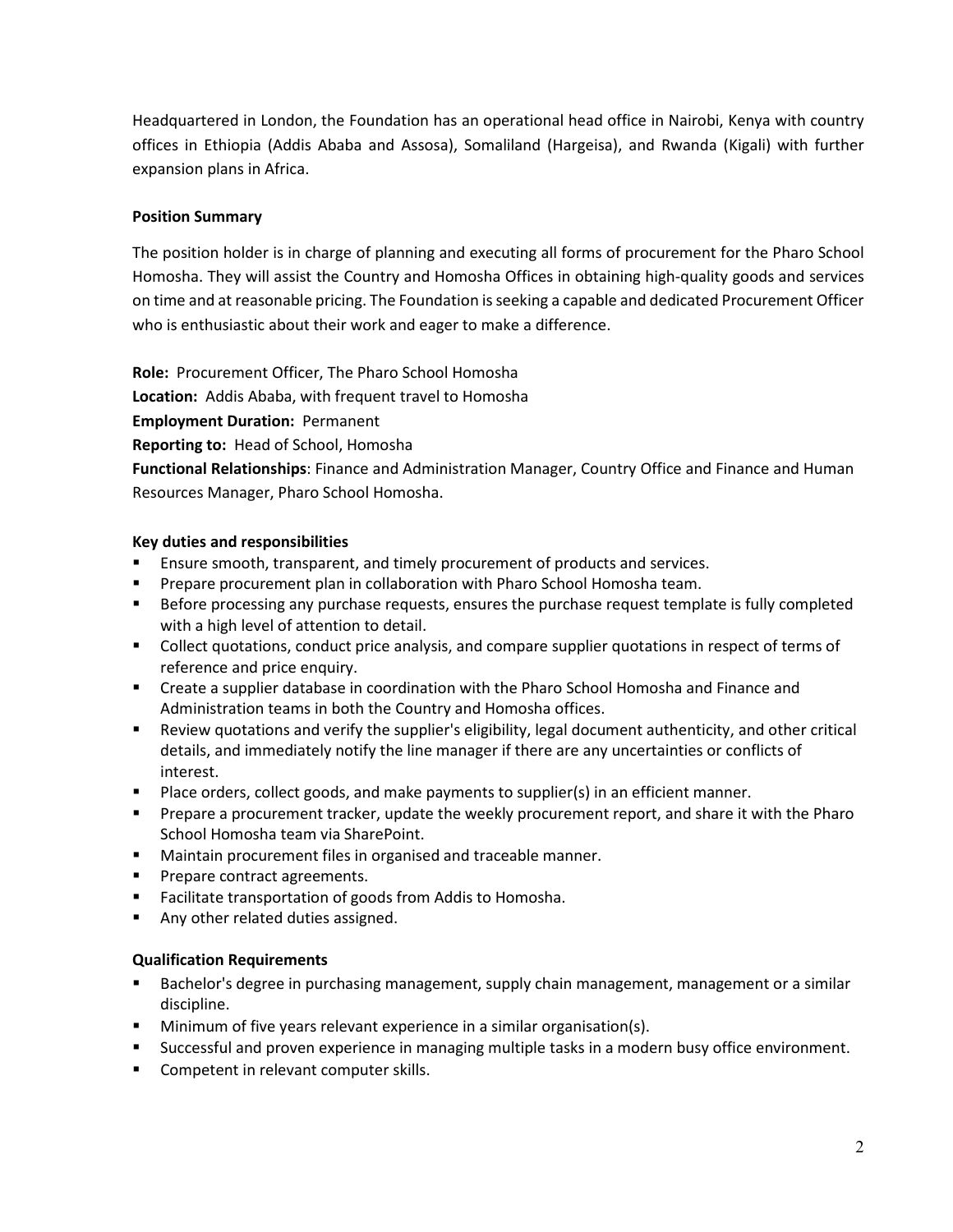Headquartered in London, the Foundation has an operational head office in Nairobi, Kenya with country offices in Ethiopia (Addis Ababa and Assosa), Somaliland (Hargeisa), and Rwanda (Kigali) with further expansion plans in Africa.

**Position Summary**

The position holder is in charge of planning and executing all forms of procurement for the Pharo School Homosha. They will assist the Country and Homosha Offices in obtaining high-quality goods and services on time and at reasonable pricing. The Foundation is seeking a capable and dedicated Procurement Officer who is enthusiastic about their work and eager to make a difference.

**Role:** Procurement Officer, The Pharo School Homosha
**Location:** Addis Ababa, with frequent travel to Homosha
**Employment Duration:** Permanent
**Reporting to:** Head of School, Homosha
**Functional Relationships**: Finance and Administration Manager, Country Office and Finance and Human Resources Manager, Pharo School Homosha.

**Key duties and responsibilities**

- Ensure smooth, transparent, and timely procurement of products and services.
- Prepare procurement plan in collaboration with Pharo School Homosha team.
- Before processing any purchase requests, ensures the purchase request template is fully completed with a high level of attention to detail.
- Collect quotations, conduct price analysis, and compare supplier quotations in respect of terms of reference and price enquiry.
- Create a supplier database in coordination with the Pharo School Homosha and Finance and Administration teams in both the Country and Homosha offices.
- Review quotations and verify the supplier's eligibility, legal document authenticity, and other critical details, and immediately notify the line manager if there are any uncertainties or conflicts of interest.
- Place orders, collect goods, and make payments to supplier(s) in an efficient manner.
- Prepare a procurement tracker, update the weekly procurement report, and share it with the Pharo School Homosha team via SharePoint.
- Maintain procurement files in organised and traceable manner.
- Prepare contract agreements.
- Facilitate transportation of goods from Addis to Homosha.
- Any other related duties assigned.

**Qualification Requirements**

- Bachelor's degree in purchasing management, supply chain management, management or a similar discipline.
- Minimum of five years relevant experience in a similar organisation(s).
- Successful and proven experience in managing multiple tasks in a modern busy office environment.
- Competent in relevant computer skills.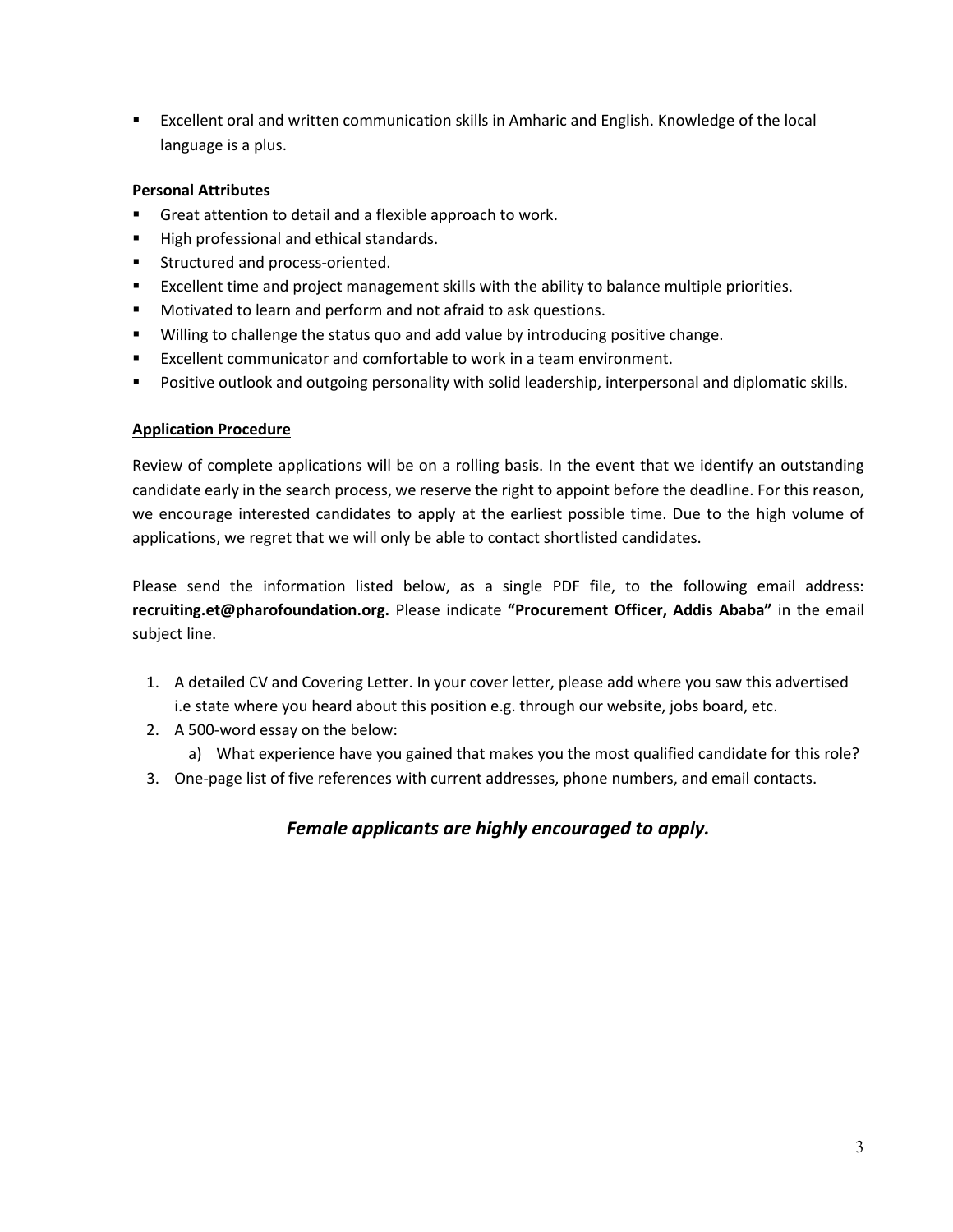- Excellent oral and written communication skills in Amharic and English. Knowledge of the local language is a plus.

**Personal Attributes**

- Great attention to detail and a flexible approach to work.
- High professional and ethical standards.
- Structured and process-oriented.
- Excellent time and project management skills with the ability to balance multiple priorities.
- Motivated to learn and perform and not afraid to ask questions.
- Willing to challenge the status quo and add value by introducing positive change.
- Excellent communicator and comfortable to work in a team environment.
- Positive outlook and outgoing personality with solid leadership, interpersonal and diplomatic skills.

**Application Procedure**

Review of complete applications will be on a rolling basis. In the event that we identify an outstanding candidate early in the search process, we reserve the right to appoint before the deadline. For this reason, we encourage interested candidates to apply at the earliest possible time. Due to the high volume of applications, we regret that we will only be able to contact shortlisted candidates.

Please send the information listed below, as a single PDF file, to the following email address: **recruiting.et@pharofoundation.org.** Please indicate **"Procurement Officer, Addis Ababa"** in the email subject line.

1. A detailed CV and Covering Letter. In your cover letter, please add where you saw this advertised i.e state where you heard about this position e.g. through our website, jobs board, etc.
2. A 500-word essay on the below:
   a) What experience have you gained that makes you the most qualified candidate for this role?
3. One-page list of five references with current addresses, phone numbers, and email contacts.

***Female applicants are highly encouraged to apply.***